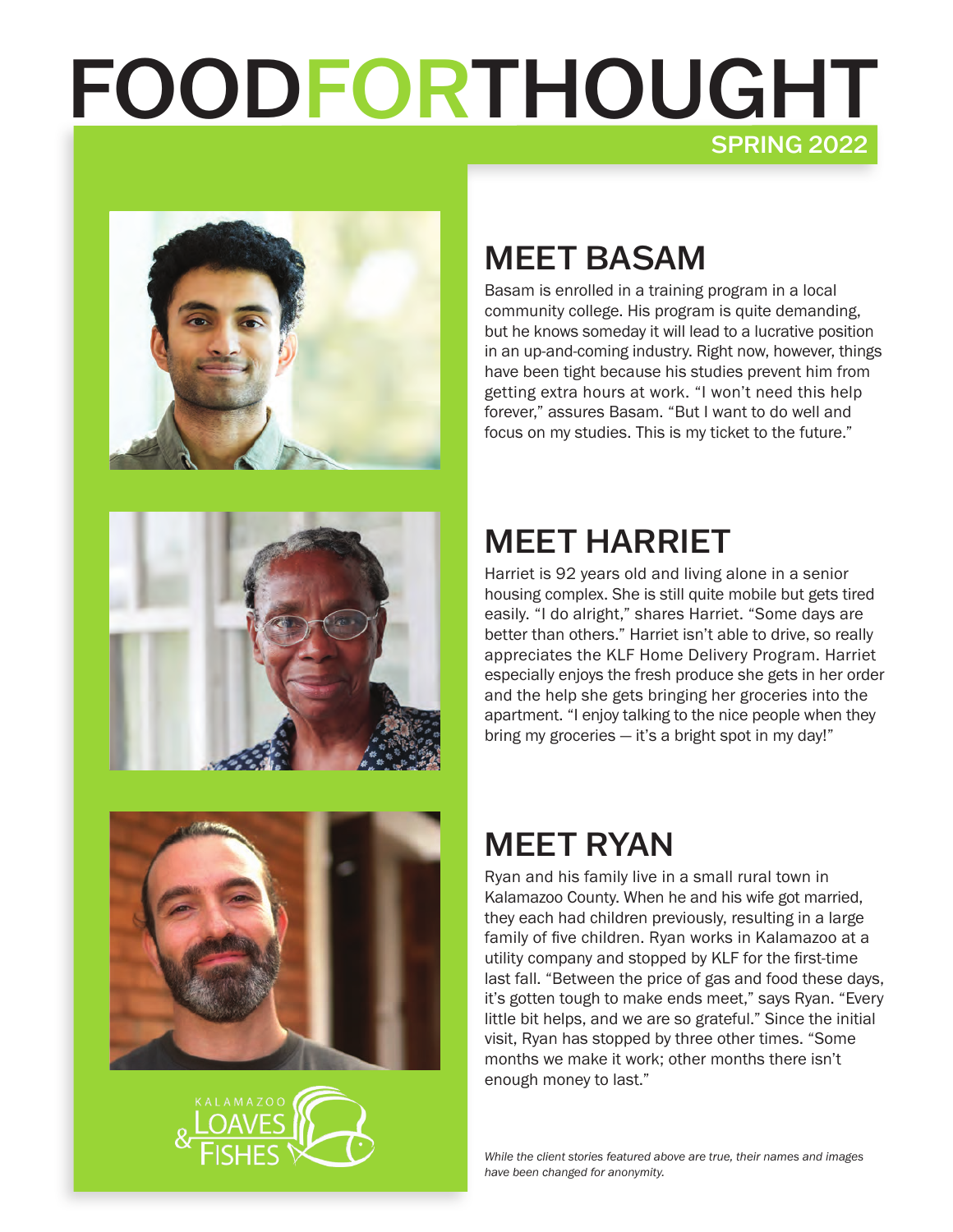# FOODFORTHOUGHT

SPRING 2022

## MEET BASAM

Basam is enrolled in a training program in a local community college. His program is quite demanding, but he knows someday it will lead to a lucrative position in an up-and-coming industry. Right now, however, things have been tight because his studies prevent him from getting extra hours at work. "I won't need this help forever," assures Basam. "But I want to do well and focus on my studies. This is my ticket to the future."

## MEET HARRIET

Harriet is 92 years old and living alone in a senior housing complex. She is still quite mobile but gets tired easily. "I do alright," shares Harriet. "Some days are better than others." Harriet isn't able to drive, so really appreciates the KLF Home Delivery Program. Harriet especially enjoys the fresh produce she gets in her order and the help she gets bringing her groceries into the apartment. "I enjoy talking to the nice people when they bring my groceries — it's a bright spot in my day!"

## MEET RYAN

Ryan and his family live in a small rural town in Kalamazoo County. When he and his wife got married, they each had children previously, resulting in a large family of five children. Ryan works in Kalamazoo at a utility company and stopped by KLF for the first-time last fall. "Between the price of gas and food these days, it's gotten tough to make ends meet," says Ryan. "Every little bit helps, and we are so grateful." Since the initial visit, Ryan has stopped by three other times. "Some months we make it work; other months there isn't enough money to last."

KALAMAZOO LOAVES & FISHES

*While the client stories featured above are true, their names and images have been changed for anonymity.*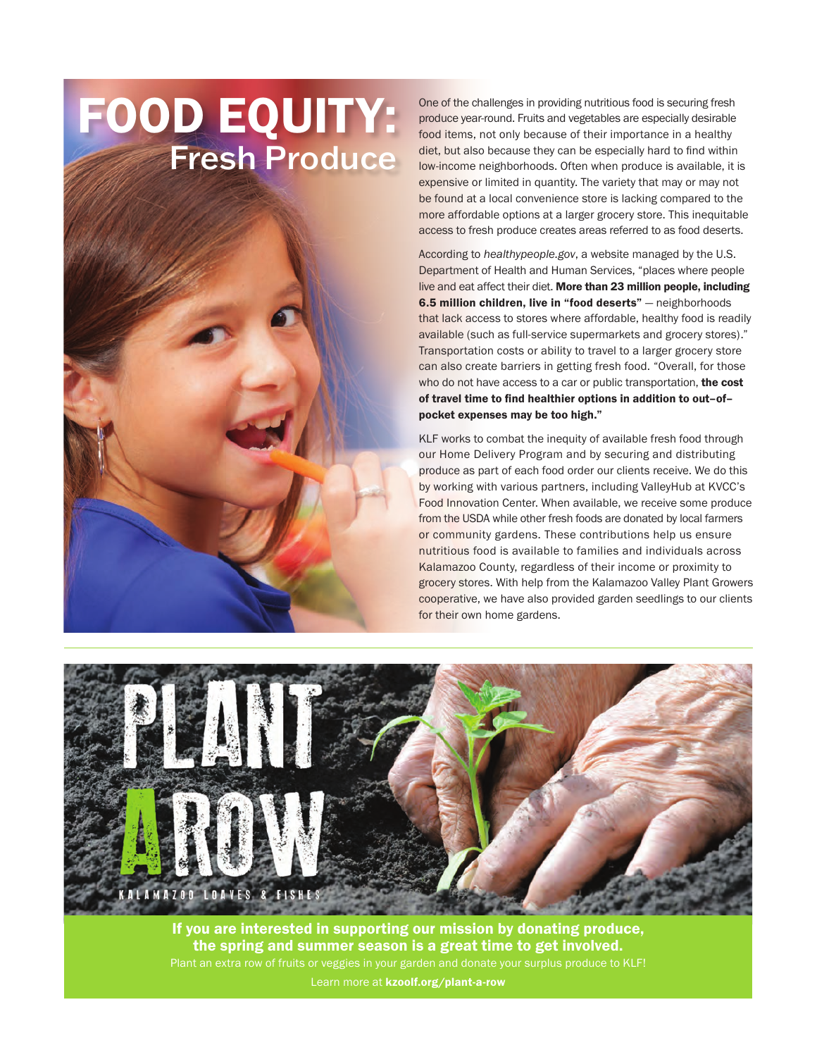# FOOD EQUITY: Fresh Produce

One of the challenges in providing nutritious food is securing fresh produce year-round. Fruits and vegetables are especially desirable food items, not only because of their importance in a healthy diet, but also because they can be especially hard to find within low-income neighborhoods. Often when produce is available, it is expensive or limited in quantity. The variety that may or may not be found at a local convenience store is lacking compared to the more affordable options at a larger grocery store. This inequitable access to fresh produce creates areas referred to as food deserts.

According to *healthypeople.gov*, a website managed by the U.S. Department of Health and Human Services, "places where people live and eat affect their diet. **More than 23 million people, including 6.5 million children, live in "food deserts"** — neighborhoods that lack access to stores where affordable, healthy food is readily available (such as full-service supermarkets and grocery stores)." Transportation costs or ability to travel to a larger grocery store can also create barriers in getting fresh food. "Overall, for those who do not have access to a car or public transportation, **the cost of travel time to find healthier options in addition to out–of–pocket expenses may be too high."**

KLF works to combat the inequity of available fresh food through our Home Delivery Program and by securing and distributing produce as part of each food order our clients receive. We do this by working with various partners, including ValleyHub at KVCC's Food Innovation Center. When available, we receive some produce from the USDA while other fresh foods are donated by local farmers or community gardens. These contributions help us ensure nutritious food is available to families and individuals across Kalamazoo County, regardless of their income or proximity to grocery stores. With help from the Kalamazoo Valley Plant Growers cooperative, we have also provided garden seedlings to our clients for their own home gardens.

## PLANT A ROW

KALAMAZOO LOAVES & FISHES

**If you are interested in supporting our mission by donating produce, the spring and summer season is a great time to get involved.**

Plant an extra row of fruits or veggies in your garden and donate your surplus produce to KLF!

Learn more at **kzoolf.org/plant-a-row**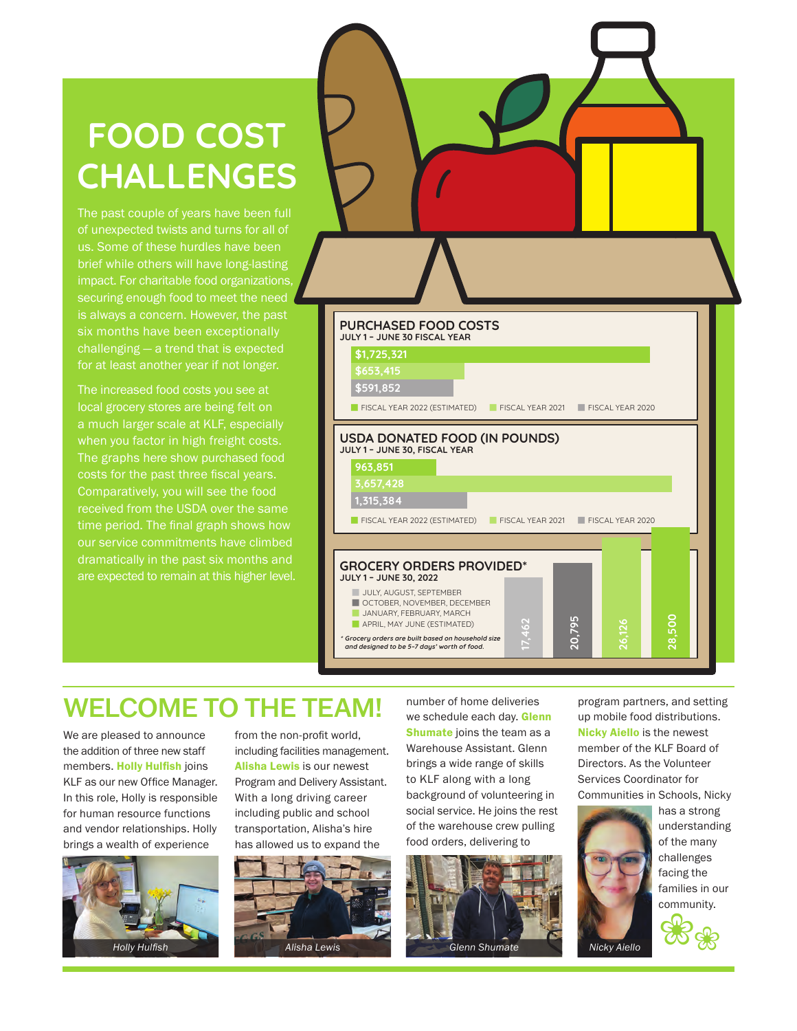# FOOD COST CHALLENGES

The past couple of years have been full of unexpected twists and turns for all of us. Some of these hurdles have been brief while others will have long-lasting impact. For charitable food organizations, securing enough food to meet the need is always a concern. However, the past six months have been exceptionally challenging — a trend that is expected for at least another year if not longer.

The increased food costs you see at local grocery stores are being felt on a much larger scale at KLF, especially when you factor in high freight costs. The graphs here show purchased food costs for the past three fiscal years. Comparatively, you will see the food received from the USDA over the same time period. The final graph shows how our service commitments have climbed dramatically in the past six months and are expected to remain at this higher level.

### PURCHASED FOOD COSTS
JULY 1 – JUNE 30 FISCAL YEAR

| Fiscal Year | Cost |
|---|---|
| FISCAL YEAR 2022 (ESTIMATED) | $1,725,321 |
| FISCAL YEAR 2021 | $653,415 |
| FISCAL YEAR 2020 | $591,852 |

### USDA DONATED FOOD (IN POUNDS)
JULY 1 – JUNE 30, FISCAL YEAR

| Fiscal Year | Pounds |
|---|---|
| FISCAL YEAR 2022 (ESTIMATED) | 963,851 |
| FISCAL YEAR 2021 | 3,657,428 |
| FISCAL YEAR 2020 | 1,315,384 |

### GROCERY ORDERS PROVIDED*
JULY 1 – JUNE 30, 2022

| Period | Orders |
|---|---|
| JULY, AUGUST, SEPTEMBER | 17,462 |
| OCTOBER, NOVEMBER, DECEMBER | 20,795 |
| JANUARY, FEBRUARY, MARCH | 26,126 |
| APRIL, MAY JUNE (ESTIMATED) | 28,500 |

*\* Grocery orders are built based on household size and designed to be 5-7 days' worth of food.*

# WELCOME TO THE TEAM!

We are pleased to announce the addition of three new staff members. **Holly Hulfish** joins KLF as our new Office Manager. In this role, Holly is responsible for human resource functions and vendor relationships. Holly brings a wealth of experience from the non-profit world, including facilities management. **Alisha Lewis** is our newest Program and Delivery Assistant. With a long driving career including public and school transportation, Alisha's hire has allowed us to expand the number of home deliveries we schedule each day. **Glenn Shumate** joins the team as a Warehouse Assistant. Glenn brings a wide range of skills to KLF along with a long background of volunteering in social service. He joins the rest of the warehouse crew pulling food orders, delivering to program partners, and setting up mobile food distributions. **Nicky Aiello** is the newest member of the KLF Board of Directors. As the Volunteer Services Coordinator for Communities in Schools, Nicky has a strong understanding of the many challenges facing the families in our community.

Holly Hulfish

Alisha Lewis

Glenn Shumate

Nicky Aiello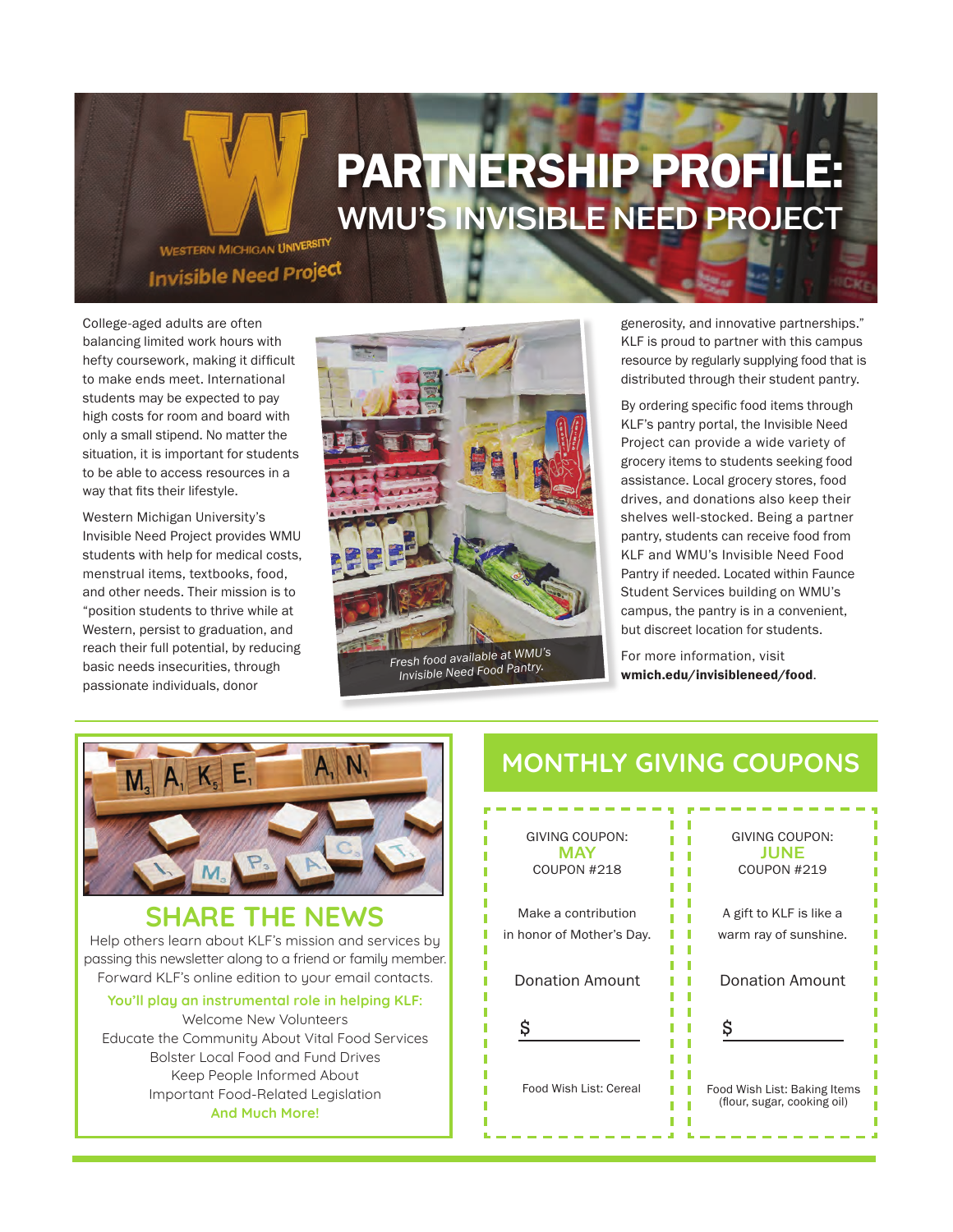# PARTNERSHIP PROFILE:

## WMU'S INVISIBLE NEED PROJECT

College-aged adults are often balancing limited work hours with hefty coursework, making it difficult to make ends meet. International students may be expected to pay high costs for room and board with only a small stipend. No matter the situation, it is important for students to be able to access resources in a way that fits their lifestyle.

Western Michigan University's Invisible Need Project provides WMU students with help for medical costs, menstrual items, textbooks, food, and other needs. Their mission is to "position students to thrive while at Western, persist to graduation, and reach their full potential, by reducing basic needs insecurities, through passionate individuals, donor generosity, and innovative partnerships." KLF is proud to partner with this campus resource by regularly supplying food that is distributed through their student pantry.

*Fresh food available at WMU's Invisible Need Food Pantry.*

By ordering specific food items through KLF's pantry portal, the Invisible Need Project can provide a wide variety of grocery items to students seeking food assistance. Local grocery stores, food drives, and donations also keep their shelves well-stocked. Being a partner pantry, students can receive food from KLF and WMU's Invisible Need Food Pantry if needed. Located within Faunce Student Services building on WMU's campus, the pantry is in a convenient, but discreet location for students.

For more information, visit **wmich.edu/invisibleneed/food**.

## SHARE THE NEWS

Help others learn about KLF's mission and services by passing this newsletter along to a friend or family member. Forward KLF's online edition to your email contacts.

**You'll play an instrumental role in helping KLF:**

Welcome New Volunteers
Educate the Community About Vital Food Services
Bolster Local Food and Fund Drives
Keep People Informed About Important Food-Related Legislation
**And Much More!**

## MONTHLY GIVING COUPONS

GIVING COUPON: **MAY**
COUPON #218

Make a contribution in honor of Mother's Day.

Donation Amount

$ ________

Food Wish List: Cereal

GIVING COUPON: **JUNE**
COUPON #219

A gift to KLF is like a warm ray of sunshine.

Donation Amount

$ ________

Food Wish List: Baking Items (flour, sugar, cooking oil)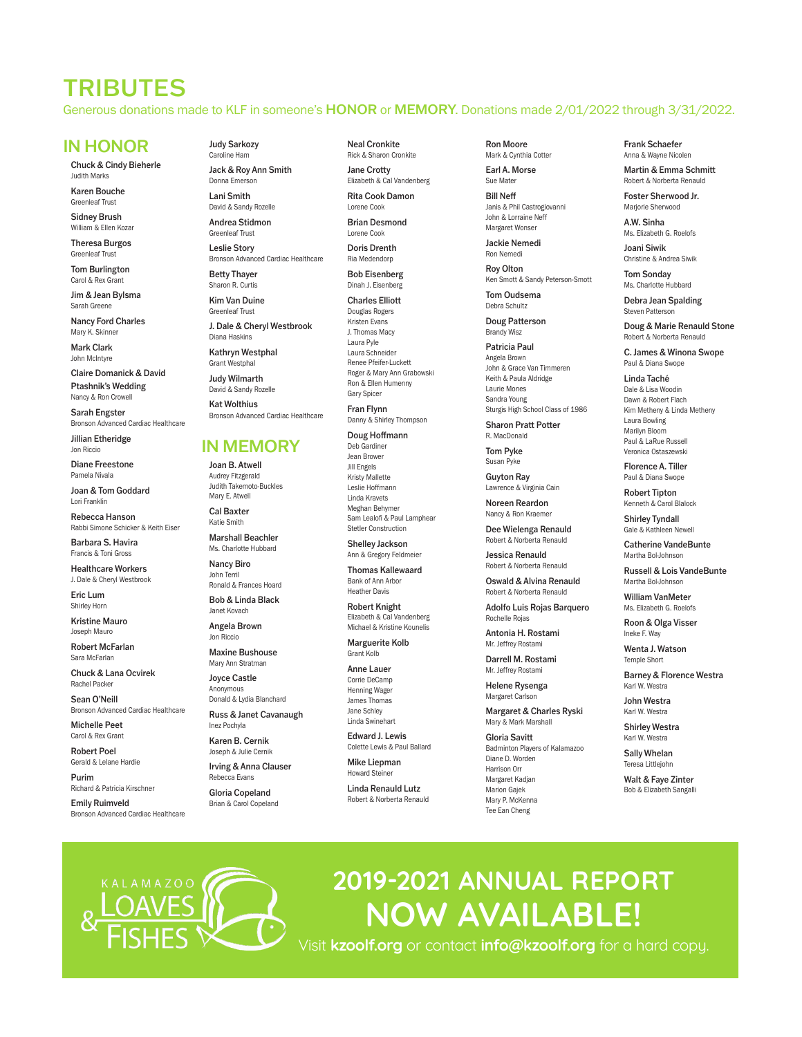# TRIBUTES

Generous donations made to KLF in someone's **HONOR** or **MEMORY**. Donations made 2/01/2022 through 3/31/2022.

## IN HONOR

**Chuck & Cindy Bieherle**
Judith Marks

**Karen Bouche**
Greenleaf Trust

**Sidney Brush**
William & Ellen Kozar

**Theresa Burgos**
Greenleaf Trust

**Tom Burlington**
Carol & Rex Grant

**Jim & Jean Bylsma**
Sarah Greene

**Nancy Ford Charles**
Mary K. Skinner

**Mark Clark**
John McIntyre

**Claire Domanick & David Ptashnik's Wedding**
Nancy & Ron Crowell

**Sarah Engster**
Bronson Advanced Cardiac Healthcare

**Jillian Etheridge**
Jon Riccio

**Diane Freestone**
Pamela Nivala

**Joan & Tom Goddard**
Lori Franklin

**Rebecca Hanson**
Rabbi Simone Schicker & Keith Eiser

**Barbara S. Havira**
Francis & Toni Gross

**Healthcare Workers**
J. Dale & Cheryl Westbrook

**Eric Lum**
Shirley Horn

**Kristine Mauro**
Joseph Mauro

**Robert McFarlan**
Sara McFarlan

**Chuck & Lana Ocvirek**
Rachel Packer

**Sean O'Neill**
Bronson Advanced Cardiac Healthcare

**Michelle Peet**
Carol & Rex Grant

**Robert Poel**
Gerald & Lelane Hardie

**Purim**
Richard & Patricia Kirschner

**Emily Ruimveld**
Bronson Advanced Cardiac Healthcare

**Judy Sarkozy**
Caroline Ham

**Jack & Roy Ann Smith**
Donna Emerson

**Lani Smith**
David & Sandy Rozelle

**Andrea Stidmon**
Greenleaf Trust

**Leslie Story**
Bronson Advanced Cardiac Healthcare

**Betty Thayer**
Sharon R. Curtis

**Kim Van Duine**
Greenleaf Trust

**J. Dale & Cheryl Westbrook**
Diana Haskins

**Kathryn Westphal**
Grant Westphal

**Judy Wilmarth**
David & Sandy Rozelle

**Kat Wolthius**
Bronson Advanced Cardiac Healthcare

## IN MEMORY

**Joan B. Atwell**
Audrey Fitzgerald
Judith Takemoto-Buckles
Mary E. Atwell

**Cal Baxter**
Katie Smith

**Marshall Beachler**
Ms. Charlotte Hubbard

**Nancy Biro**
John Terril
Ronald & Frances Hoard

**Bob & Linda Black**
Janet Kovach

**Angela Brown**
Jon Riccio

**Maxine Bushouse**
Mary Ann Stratman

**Joyce Castle**
Anonymous
Donald & Lydia Blanchard

**Russ & Janet Cavanaugh**
Inez Pochyla

**Karen B. Cernik**
Joseph & Julie Cernik

**Irving & Anna Clauser**
Rebecca Evans

**Gloria Copeland**
Brian & Carol Copeland

**Neal Cronkite**
Rick & Sharon Cronkite

**Jane Crotty**
Elizabeth & Cal Vandenberg

**Rita Cook Damon**
Lorene Cook

**Brian Desmond**
Lorene Cook

**Doris Drenth**
Ria Medendorp

**Bob Eisenberg**
Dinah J. Eisenberg

**Charles Elliott**
Douglas Rogers
Kristen Evans
J. Thomas Macy
Laura Pyle
Laura Schneider
Renee Pfeifer-Luckett
Roger & Mary Ann Grabowski
Ron & Ellen Humenny
Gary Spicer

**Fran Flynn**
Danny & Shirley Thompson

**Doug Hoffmann**
Deb Gardiner
Jean Brower
Jill Engels
Kristy Mallette
Leslie Hoffmann
Linda Kravets
Meghan Behymer
Sam Lealofi & Paul Lamphear
Stetler Construction

**Shelley Jackson**
Ann & Gregory Feldmeier

**Thomas Kallewaard**
Bank of Ann Arbor
Heather Davis

**Robert Knight**
Elizabeth & Cal Vandenberg
Michael & Kristine Kounelis

**Marguerite Kolb**
Grant Kolb

**Anne Lauer**
Corrie DeCamp
Henning Wager
James Thomas
Jane Schley
Linda Swinehart

**Edward J. Lewis**
Colette Lewis & Paul Ballard

**Mike Liepman**
Howard Steiner

**Linda Renauld Lutz**
Robert & Norberta Renauld

**Ron Moore**
Mark & Cynthia Cotter

**Earl A. Morse**
Sue Mater

**Bill Neff**
Janis & Phil Castrogiovanni
John & Lorraine Neff
Margaret Wonser

**Jackie Nemedi**
Ron Nemedi

**Roy Olton**
Ken Smott & Sandy Peterson-Smott

**Tom Oudsema**
Debra Schultz

**Doug Patterson**
Brandy Wisz

**Patricia Paul**
Angela Brown
John & Grace Van Timmeren
Keith & Paula Aldridge
Laurie Mones
Sandra Young
Sturgis High School Class of 1986

**Sharon Pratt Potter**
R. MacDonald

**Tom Pyke**
Susan Pyke

**Guyton Ray**
Lawrence & Virginia Cain

**Noreen Reardon**
Nancy & Ron Kraemer

**Dee Wielenga Renauld**
Robert & Norberta Renauld

**Jessica Renauld**
Robert & Norberta Renauld

**Oswald & Alvina Renauld**
Robert & Norberta Renauld

**Adolfo Luis Rojas Barquero**
Rochelle Rojas

**Antonia H. Rostami**
Mr. Jeffrey Rostami

**Darrell M. Rostami**
Mr. Jeffrey Rostami

**Helene Rysenga**
Margaret Carlson

**Margaret & Charles Ryski**
Mary & Mark Marshall

**Gloria Savitt**
Badminton Players of Kalamazoo
Diane D. Worden
Harrison Orr
Margaret Kadjan
Marion Gajek
Mary P. McKenna
Tee Ean Cheng

**Frank Schaefer**
Anna & Wayne Nicolen

**Martin & Emma Schmitt**
Robert & Norberta Renauld

**Foster Sherwood Jr.**
Marjorie Sherwood

**A.W. Sinha**
Ms. Elizabeth G. Roelofs

**Joani Siwik**
Christine & Andrea Siwik

**Tom Sonday**
Ms. Charlotte Hubbard

**Debra Jean Spalding**
Steven Patterson

**Doug & Marie Renauld Stone**
Robert & Norberta Renauld

**C. James & Winona Swope**
Paul & Diana Swope

**Linda Taché**
Dale & Lisa Woodin
Dawn & Robert Flach
Kim Metheny & Linda Metheny
Laura Bowling
Marilyn Bloom
Paul & LaRue Russell
Veronica Ostaszewski

**Florence A. Tiller**
Paul & Diana Swope

**Robert Tipton**
Kenneth & Carol Blalock

**Shirley Tyndall**
Gale & Kathleen Newell

**Catherine VandeBunte**
Martha Bol-Johnson

**Russell & Lois VandeBunte**
Martha Bol-Johnson

**William VanMeter**
Ms. Elizabeth G. Roelofs

**Roon & Olga Visser**
Ineke F. Way

**Wenta J. Watson**
Temple Short

**Barney & Florence Westra**
Karl W. Westra

**John Westra**
Karl W. Westra

**Shirley Westra**
Karl W. Westra

**Sally Whelan**
Teresa Littlejohn

**Walt & Faye Zinter**
Bob & Elizabeth Sangalli

KALAMAZOO LOAVES & FISHES

## 2019-2021 ANNUAL REPORT NOW AVAILABLE!

Visit **kzoolf.org** or contact **info@kzoolf.org** for a hard copy.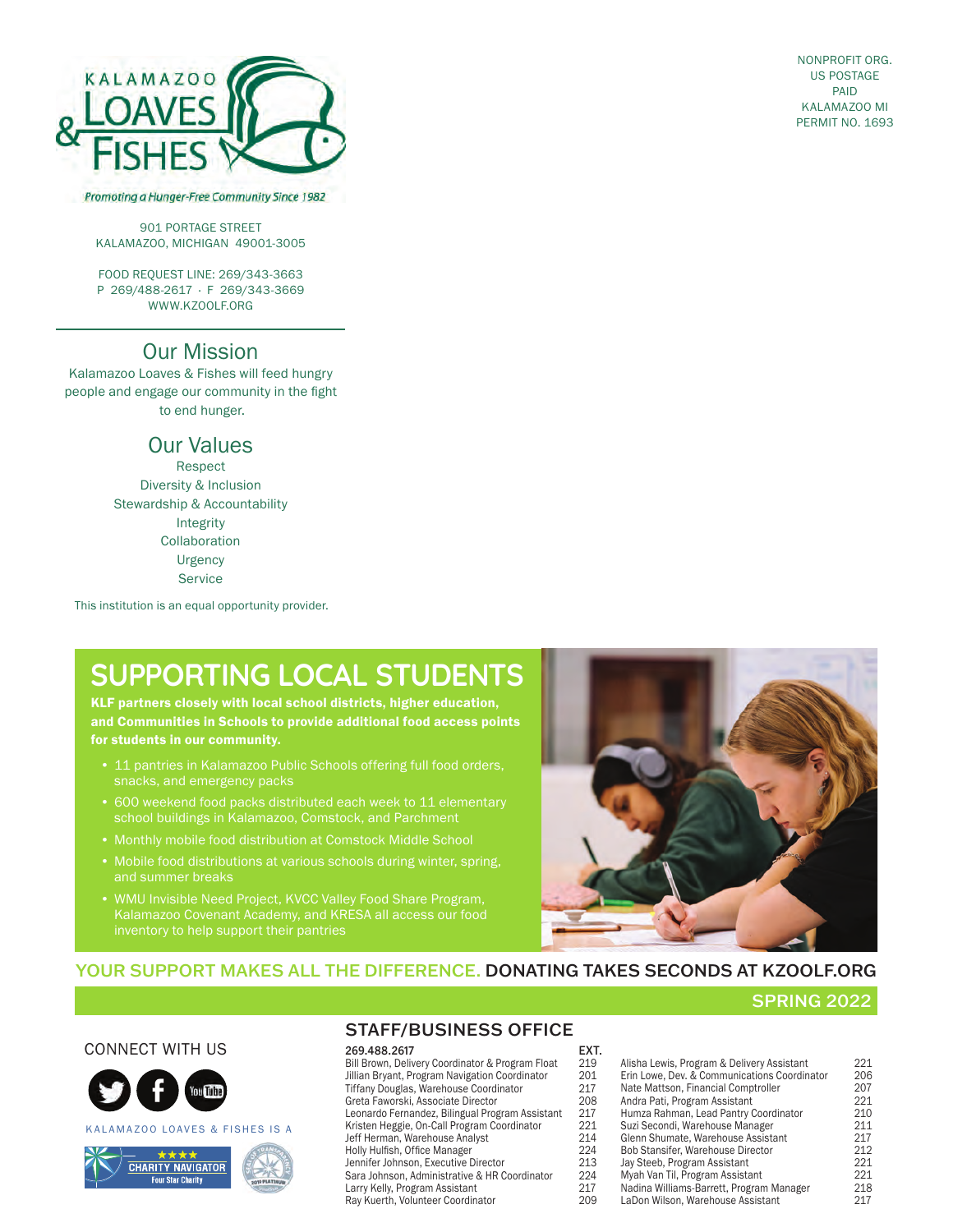KALAMAZOO LOAVES & FISHES

*Promoting a Hunger-Free Community Since 1982*

901 PORTAGE STREET
KALAMAZOO, MICHIGAN 49001-3005

FOOD REQUEST LINE: 269/343-3663
P 269/488-2617 · F 269/343-3669
WWW.KZOOLF.ORG

NONPROFIT ORG.
US POSTAGE
PAID
KALAMAZOO MI
PERMIT NO. 1693

## Our Mission

Kalamazoo Loaves & Fishes will feed hungry people and engage our community in the fight to end hunger.

## Our Values

Respect
Diversity & Inclusion
Stewardship & Accountability
Integrity
Collaboration
Urgency
Service

This institution is an equal opportunity provider.

# SUPPORTING LOCAL STUDENTS

**KLF partners closely with local school districts, higher education, and Communities in Schools to provide additional food access points for students in our community.**

- 11 pantries in Kalamazoo Public Schools offering full food orders, snacks, and emergency packs
- 600 weekend food packs distributed each week to 11 elementary school buildings in Kalamazoo, Comstock, and Parchment
- Monthly mobile food distribution at Comstock Middle School
- Mobile food distributions at various schools during winter, spring, and summer breaks
- WMU Invisible Need Project, KVCC Valley Food Share Program, Kalamazoo Covenant Academy, and KRESA all access our food inventory to help support their pantries

YOUR SUPPORT MAKES ALL THE DIFFERENCE. DONATING TAKES SECONDS AT KZOOLF.ORG

SPRING 2022

CONNECT WITH US

KALAMAZOO LOAVES & FISHES IS A

CHARITY NAVIGATOR Four Star Charity

## STAFF/BUSINESS OFFICE

| 269.488.2617 | EXT. |
|---|---|
| Bill Brown, Delivery Coordinator & Program Float | 219 |
| Jillian Bryant, Program Navigation Coordinator | 201 |
| Tiffany Douglas, Warehouse Coordinator | 217 |
| Greta Faworski, Associate Director | 208 |
| Leonardo Fernandez, Bilingual Program Assistant | 217 |
| Kristen Heggie, On-Call Program Coordinator | 221 |
| Jeff Herman, Warehouse Analyst | 214 |
| Holly Hulfish, Office Manager | 224 |
| Jennifer Johnson, Executive Director | 213 |
| Sara Johnson, Administrative & HR Coordinator | 224 |
| Larry Kelly, Program Assistant | 217 |
| Ray Kuerth, Volunteer Coordinator | 209 |
| Alisha Lewis, Program & Delivery Assistant | 221 |
| Erin Lowe, Dev. & Communications Coordinator | 206 |
| Nate Mattson, Financial Comptroller | 207 |
| Andra Pati, Program Assistant | 221 |
| Humza Rahman, Lead Pantry Coordinator | 210 |
| Suzi Secondi, Warehouse Manager | 211 |
| Glenn Shumate, Warehouse Assistant | 217 |
| Bob Stansifer, Warehouse Director | 212 |
| Jay Steeb, Program Assistant | 221 |
| Myah Van Til, Program Assistant | 221 |
| Nadina Williams-Barrett, Program Manager | 218 |
| LaDon Wilson, Warehouse Assistant | 217 |